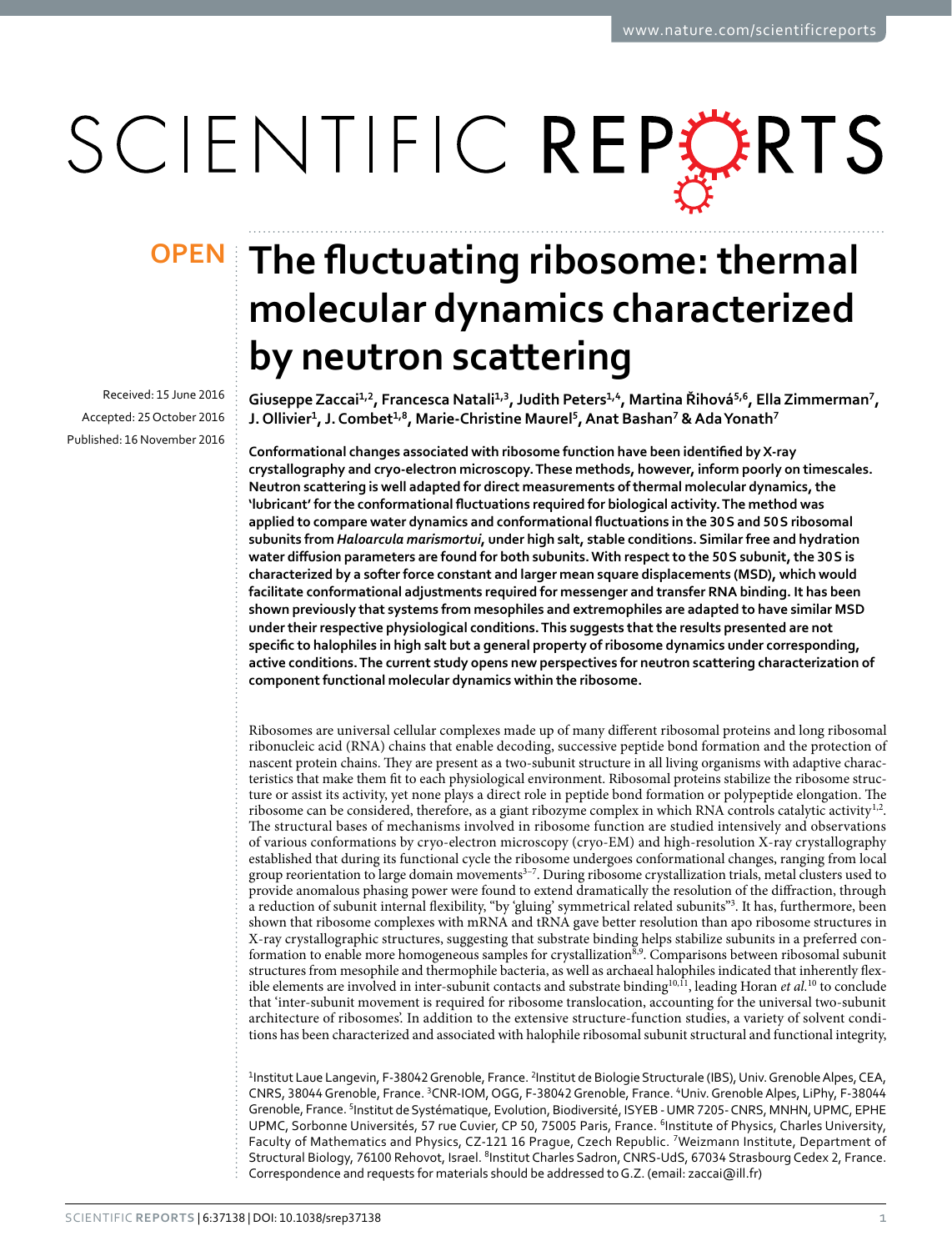# The fluctuating ribosome: thermal molecular dynamics characterized by neutron scattering

Giuseppe Zaccai[1,2], Francesca Natali[1,3], Judith Peters[1,4], Martina Řihová[5,6], Ella Zimmerman[7], J. Ollivier[1], J. Combet[1,8], Marie-Christine Maurel[5], Anat Bashan[7] & Ada Yonath[7]

Received: 15 June 2016

Accepted: 25 October 2016

Published: 16 November 2016

**Conformational changes associated with ribosome function have been identified by X-ray crystallography and cryo-electron microscopy. These methods, however, inform poorly on timescales. Neutron scattering is well adapted for direct measurements of thermal molecular dynamics, the 'lubricant' for the conformational fluctuations required for biological activity. The method was applied to compare water dynamics and conformational fluctuations in the 30 S and 50 S ribosomal subunits from *Haloarcula marismortui*, under high salt, stable conditions. Similar free and hydration water diffusion parameters are found for both subunits. With respect to the 50 S subunit, the 30 S is characterized by a softer force constant and larger mean square displacements (MSD), which would facilitate conformational adjustments required for messenger and transfer RNA binding. It has been shown previously that systems from mesophiles and extremophiles are adapted to have similar MSD under their respective physiological conditions. This suggests that the results presented are not specific to halophiles in high salt but a general property of ribosome dynamics under corresponding, active conditions. The current study opens new perspectives for neutron scattering characterization of component functional molecular dynamics within the ribosome.**

Ribosomes are universal cellular complexes made up of many different ribosomal proteins and long ribosomal ribonucleic acid (RNA) chains that enable decoding, successive peptide bond formation and the protection of nascent protein chains. They are present as a two-subunit structure in all living organisms with adaptive characteristics that make them fit to each physiological environment. Ribosomal proteins stabilize the ribosome structure or assist its activity, yet none plays a direct role in peptide bond formation or polypeptide elongation. The ribosome can be considered, therefore, as a giant ribozyme complex in which RNA controls catalytic activity[1,2]. The structural bases of mechanisms involved in ribosome function are studied intensively and observations of various conformations by cryo-electron microscopy (cryo-EM) and high-resolution X-ray crystallography established that during its functional cycle the ribosome undergoes conformational changes, ranging from local group reorientation to large domain movements[3–7]. During ribosome crystallization trials, metal clusters used to provide anomalous phasing power were found to extend dramatically the resolution of the diffraction, through a reduction of subunit internal flexibility, "by 'gluing' symmetrical related subunits"[3]. It has, furthermore, been shown that ribosome complexes with mRNA and tRNA gave better resolution than apo ribosome structures in X-ray crystallographic structures, suggesting that substrate binding helps stabilize subunits in a preferred conformation to enable more homogeneous samples for crystallization[8,9]. Comparisons between ribosomal subunit structures from mesophile and thermophile bacteria, as well as archaeal halophiles indicated that inherently flexible elements are involved in inter-subunit contacts and substrate binding[10,11], leading Horan *et al.*[10] to conclude that 'inter-subunit movement is required for ribosome translocation, accounting for the universal two-subunit architecture of ribosomes'. In addition to the extensive structure-function studies, a variety of solvent conditions has been characterized and associated with halophile ribosomal subunit structural and functional integrity,

[1]Institut Laue Langevin, F-38042 Grenoble, France. [2]Institut de Biologie Structurale (IBS), Univ. Grenoble Alpes, CEA, CNRS, 38044 Grenoble, France. [3]CNR-IOM, OGG, F-38042 Grenoble, France. [4]Univ. Grenoble Alpes, LiPhy, F-38044 Grenoble, France. [5]Institut de Systématique, Evolution, Biodiversité, ISYEB - UMR 7205- CNRS, MNHN, UPMC, EPHE UPMC, Sorbonne Universités, 57 rue Cuvier, CP 50, 75005 Paris, France. [6]Institute of Physics, Charles University, Faculty of Mathematics and Physics, CZ-121 16 Prague, Czech Republic. [7]Weizmann Institute, Department of Structural Biology, 76100 Rehovot, Israel. [8]Institut Charles Sadron, CNRS-UdS, 67034 Strasbourg Cedex 2, France. Correspondence and requests for materials should be addressed to G.Z. (email: zaccai@ill.fr)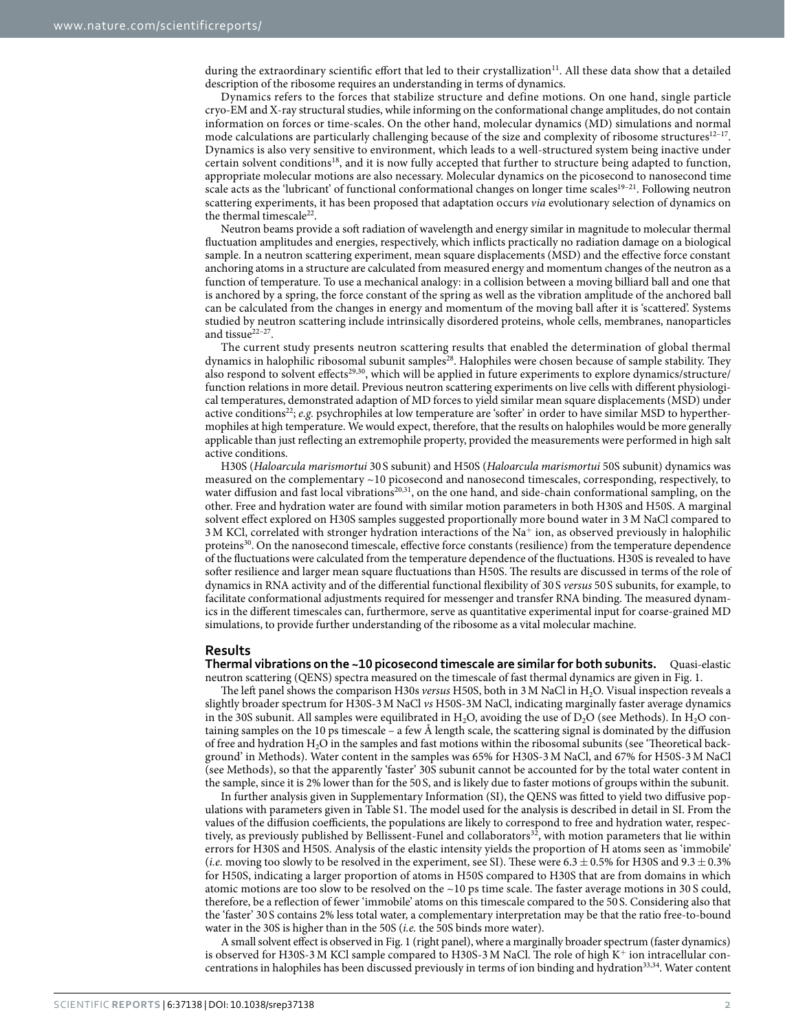during the extraordinary scientific effort that led to their crystallization[11]. All these data show that a detailed description of the ribosome requires an understanding in terms of dynamics.

Dynamics refers to the forces that stabilize structure and define motions. On one hand, single particle cryo-EM and X-ray structural studies, while informing on the conformational change amplitudes, do not contain information on forces or time-scales. On the other hand, molecular dynamics (MD) simulations and normal mode calculations are particularly challenging because of the size and complexity of ribosome structures[12–17]. Dynamics is also very sensitive to environment, which leads to a well-structured system being inactive under certain solvent conditions[18], and it is now fully accepted that further to structure being adapted to function, appropriate molecular motions are also necessary. Molecular dynamics on the picosecond to nanosecond time scale acts as the 'lubricant' of functional conformational changes on longer time scales[19–21]. Following neutron scattering experiments, it has been proposed that adaptation occurs *via* evolutionary selection of dynamics on the thermal timescale[22].

Neutron beams provide a soft radiation of wavelength and energy similar in magnitude to molecular thermal fluctuation amplitudes and energies, respectively, which inflicts practically no radiation damage on a biological sample. In a neutron scattering experiment, mean square displacements (MSD) and the effective force constant anchoring atoms in a structure are calculated from measured energy and momentum changes of the neutron as a function of temperature. To use a mechanical analogy: in a collision between a moving billiard ball and one that is anchored by a spring, the force constant of the spring as well as the vibration amplitude of the anchored ball can be calculated from the changes in energy and momentum of the moving ball after it is 'scattered'. Systems studied by neutron scattering include intrinsically disordered proteins, whole cells, membranes, nanoparticles and tissue[22–27].

The current study presents neutron scattering results that enabled the determination of global thermal dynamics in halophilic ribosomal subunit samples[28]. Halophiles were chosen because of sample stability. They also respond to solvent effects[29,30], which will be applied in future experiments to explore dynamics/structure/function relations in more detail. Previous neutron scattering experiments on live cells with different physiological temperatures, demonstrated adaption of MD forces to yield similar mean square displacements (MSD) under active conditions[22]; *e.g.* psychrophiles at low temperature are 'softer' in order to have similar MSD to hyperthermophiles at high temperature. We would expect, therefore, that the results on halophiles would be more generally applicable than just reflecting an extremophile property, provided the measurements were performed in high salt active conditions.

H30S (*Haloarcula marismortui* 30 S subunit) and H50S (*Haloarcula marismortui* 50S subunit) dynamics was measured on the complementary ~10 picosecond and nanosecond timescales, corresponding, respectively, to water diffusion and fast local vibrations[20,31], on the one hand, and side-chain conformational sampling, on the other. Free and hydration water are found with similar motion parameters in both H30S and H50S. A marginal solvent effect explored on H30S samples suggested proportionally more bound water in 3 M NaCl compared to 3 M KCl, correlated with stronger hydration interactions of the $Na^+$ ion, as observed previously in halophilic proteins[30]. On the nanosecond timescale, effective force constants (resilience) from the temperature dependence of the fluctuations were calculated from the temperature dependence of the fluctuations. H30S is revealed to have softer resilience and larger mean square fluctuations than H50S. The results are discussed in terms of the role of dynamics in RNA activity and of the differential functional flexibility of 30 S *versus* 50 S subunits, for example, to facilitate conformational adjustments required for messenger and transfer RNA binding. The measured dynamics in the different timescales can, furthermore, serve as quantitative experimental input for coarse-grained MD simulations, to provide further understanding of the ribosome as a vital molecular machine.

## Results

**Thermal vibrations on the ~10 picosecond timescale are similar for both subunits.** Quasi-elastic neutron scattering (QENS) spectra measured on the timescale of fast thermal dynamics are given in Fig. 1.

The left panel shows the comparison H30s *versus* H50S, both in 3 M NaCl in $H_2O$. Visual inspection reveals a slightly broader spectrum for H30S-3 M NaCl *vs* H50S-3M NaCl, indicating marginally faster average dynamics in the 30S subunit. All samples were equilibrated in $H_2O$, avoiding the use of $D_2O$ (see Methods). In $H_2O$ containing samples on the 10 ps timescale – a few Å length scale, the scattering signal is dominated by the diffusion of free and hydration $H_2O$ in the samples and fast motions within the ribosomal subunits (see 'Theoretical background' in Methods). Water content in the samples was 65% for H30S-3 M NaCl, and 67% for H50S-3 M NaCl (see Methods), so that the apparently 'faster' 30S subunit cannot be accounted for by the total water content in the sample, since it is 2% lower than for the 50 S, and is likely due to faster motions of groups within the subunit.

In further analysis given in Supplementary Information (SI), the QENS was fitted to yield two diffusive populations with parameters given in Table S1. The model used for the analysis is described in detail in SI. From the values of the diffusion coefficients, the populations are likely to correspond to free and hydration water, respectively, as previously published by Bellissent-Funel and collaborators[32], with motion parameters that lie within errors for H30S and H50S. Analysis of the elastic intensity yields the proportion of H atoms seen as 'immobile' (*i.e.* moving too slowly to be resolved in the experiment, see SI). These were $6.3 \pm 0.5\%$ for H30S and $9.3 \pm 0.3\%$ for H50S, indicating a larger proportion of atoms in H50S compared to H30S that are from domains in which atomic motions are too slow to be resolved on the ~10 ps time scale. The faster average motions in 30 S could, therefore, be a reflection of fewer 'immobile' atoms on this timescale compared to the 50 S. Considering also that the 'faster' 30 S contains 2% less total water, a complementary interpretation may be that the ratio free-to-bound water in the 30S is higher than in the 50S (*i.e.* the 50S binds more water).

A small solvent effect is observed in Fig. 1 (right panel), where a marginally broader spectrum (faster dynamics) is observed for H30S-3 M KCl sample compared to H30S-3 M NaCl. The role of high $K^+$ ion intracellular concentrations in halophiles has been discussed previously in terms of ion binding and hydration[33,34]. Water content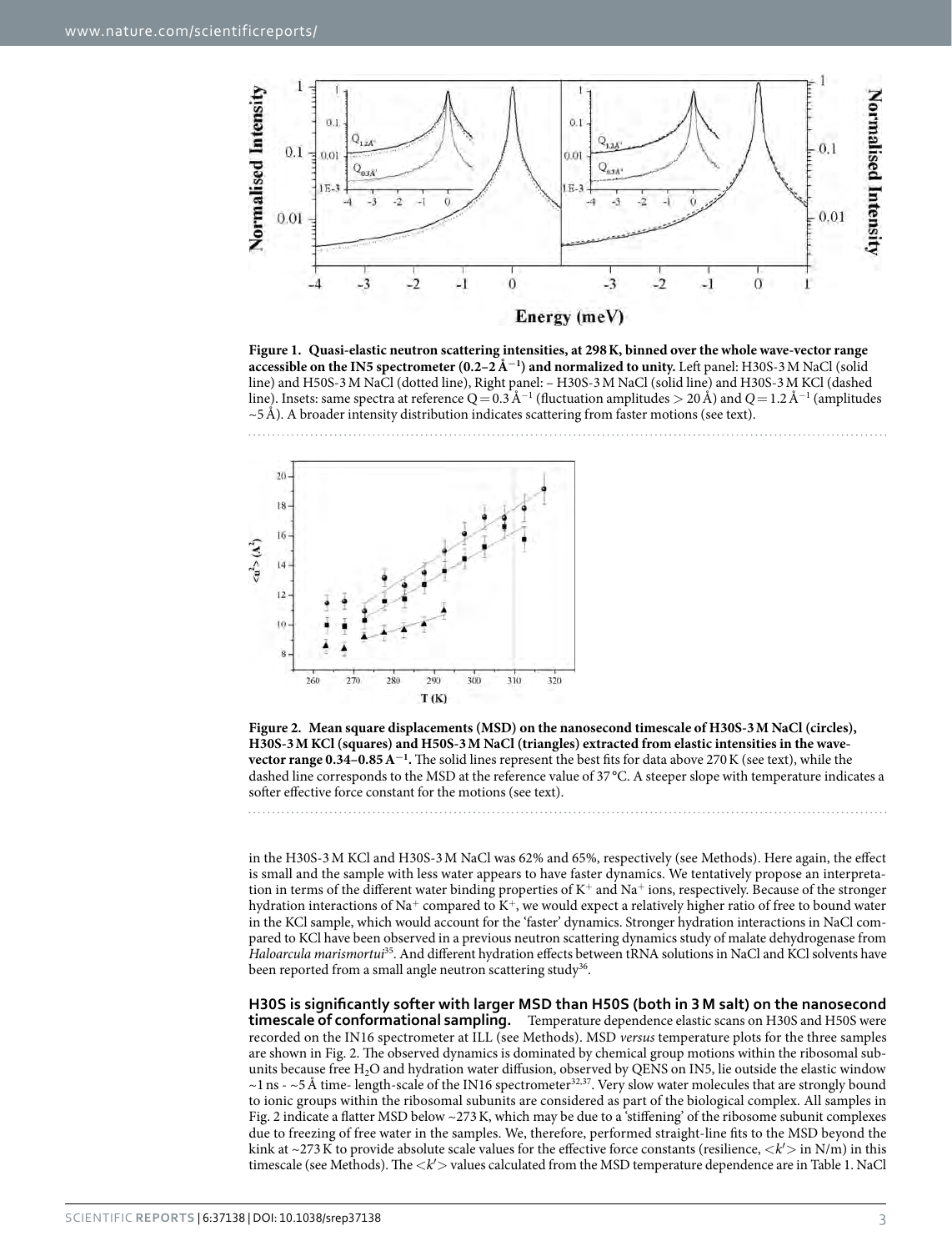**Figure 1. Quasi-elastic neutron scattering intensities, at 298 K, binned over the whole wave-vector range accessible on the IN5 spectrometer (0.2–2 Å$^{-1}$) and normalized to unity.** Left panel: H30S-3 M NaCl (solid line) and H50S-3 M NaCl (dotted line), Right panel: – H30S-3 M NaCl (solid line) and H30S-3 M KCl (dashed line). Insets: same spectra at reference $Q = 0.3$ Å$^{-1}$ (fluctuation amplitudes $> 20$ Å) and $Q = 1.2$ Å$^{-1}$ (amplitudes ~5 Å). A broader intensity distribution indicates scattering from faster motions (see text).

**Figure 2. Mean square displacements (MSD) on the nanosecond timescale of H30S-3 M NaCl (circles), H30S-3 M KCl (squares) and H50S-3 M NaCl (triangles) extracted from elastic intensities in the wave-vector range 0.34–0.85 A$^{-1}$.** The solid lines represent the best fits for data above 270 K (see text), while the dashed line corresponds to the MSD at the reference value of 37 °C. A steeper slope with temperature indicates a softer effective force constant for the motions (see text).

in the H30S-3 M KCl and H30S-3 M NaCl was 62% and 65%, respectively (see Methods). Here again, the effect is small and the sample with less water appears to have faster dynamics. We tentatively propose an interpretation in terms of the different water binding properties of $K^+$ and $Na^+$ ions, respectively. Because of the stronger hydration interactions of $Na^+$ compared to $K^+$, we would expect a relatively higher ratio of free to bound water in the KCl sample, which would account for the 'faster' dynamics. Stronger hydration interactions in NaCl compared to KCl have been observed in a previous neutron scattering dynamics study of malate dehydrogenase from *Haloarcula marismortui*[35]. And different hydration effects between tRNA solutions in NaCl and KCl solvents have been reported from a small angle neutron scattering study[36].

**H30S is significantly softer with larger MSD than H50S (both in 3 M salt) on the nanosecond timescale of conformational sampling.** Temperature dependence elastic scans on H30S and H50S were recorded on the IN16 spectrometer at ILL (see Methods). MSD *versus* temperature plots for the three samples are shown in Fig. 2. The observed dynamics is dominated by chemical group motions within the ribosomal subunits because free $H_2O$ and hydration water diffusion, observed by QENS on IN5, lie outside the elastic window ~1 ns - ~5 Å time- length-scale of the IN16 spectrometer[32,37]. Very slow water molecules that are strongly bound to ionic groups within the ribosomal subunits are considered as part of the biological complex. All samples in Fig. 2 indicate a flatter MSD below ~273 K, which may be due to a 'stiffening' of the ribosome subunit complexes due to freezing of free water in the samples. We, therefore, performed straight-line fits to the MSD beyond the kink at ~273 K to provide absolute scale values for the effective force constants (resilience, $<k'>$ in N/m) in this timescale (see Methods). The $<k'>$ values calculated from the MSD temperature dependence are in Table 1. NaCl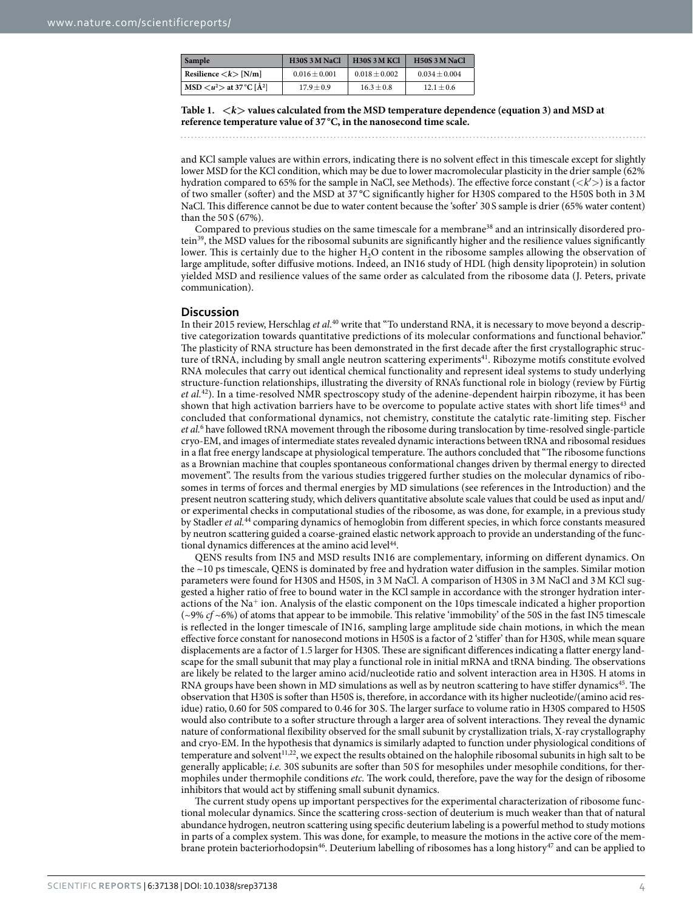| Sample | H30S 3 M NaCl | H30S 3 M KCl | H50S 3 M NaCl |
|---|---|---|---|
| Resilience $<k>$ [N/m] | $0.016 \pm 0.001$ | $0.018 \pm 0.002$ | $0.034 \pm 0.004$ |
| MSD $<u^2>$ at 37 °C [Å$^2$] | $17.9 \pm 0.9$ | $16.3 \pm 0.8$ | $12.1 \pm 0.6$ |

**Table 1. $<k>$ values calculated from the MSD temperature dependence (equation 3) and MSD at reference temperature value of 37 °C, in the nanosecond time scale.**

and KCl sample values are within errors, indicating there is no solvent effect in this timescale except for slightly lower MSD for the KCl condition, which may be due to lower macromolecular plasticity in the drier sample (62% hydration compared to 65% for the sample in NaCl, see Methods). The effective force constant ($<k'>$) is a factor of two smaller (softer) and the MSD at 37 °C significantly higher for H30S compared to the H50S both in 3 M NaCl. This difference cannot be due to water content because the 'softer' 30 S sample is drier (65% water content) than the 50 S (67%).

Compared to previous studies on the same timescale for a membrane[38] and an intrinsically disordered protein[39], the MSD values for the ribosomal subunits are significantly higher and the resilience values significantly lower. This is certainly due to the higher $H_2O$ content in the ribosome samples allowing the observation of large amplitude, softer diffusive motions. Indeed, an IN16 study of HDL (high density lipoprotein) in solution yielded MSD and resilience values of the same order as calculated from the ribosome data (J. Peters, private communication).

## Discussion

In their 2015 review, Herschlag *et al.*[40] write that "To understand RNA, it is necessary to move beyond a descriptive categorization towards quantitative predictions of its molecular conformations and functional behavior." The plasticity of RNA structure has been demonstrated in the first decade after the first crystallographic structure of tRNA, including by small angle neutron scattering experiments[41]. Ribozyme motifs constitute evolved RNA molecules that carry out identical chemical functionality and represent ideal systems to study underlying structure-function relationships, illustrating the diversity of RNA's functional role in biology (review by Fürtig *et al.*[42]). In a time-resolved NMR spectroscopy study of the adenine-dependent hairpin ribozyme, it has been shown that high activation barriers have to be overcome to populate active states with short life times[43] and concluded that conformational dynamics, not chemistry, constitute the catalytic rate-limiting step. Fischer *et al.*[6] have followed tRNA movement through the ribosome during translocation by time-resolved single-particle cryo-EM, and images of intermediate states revealed dynamic interactions between tRNA and ribosomal residues in a flat free energy landscape at physiological temperature. The authors concluded that "The ribosome functions as a Brownian machine that couples spontaneous conformational changes driven by thermal energy to directed movement". The results from the various studies triggered further studies on the molecular dynamics of ribosomes in terms of forces and thermal energies by MD simulations (see references in the Introduction) and the present neutron scattering study, which delivers quantitative absolute scale values that could be used as input and/or experimental checks in computational studies of the ribosome, as was done, for example, in a previous study by Stadler *et al.*[44] comparing dynamics of hemoglobin from different species, in which force constants measured by neutron scattering guided a coarse-grained elastic network approach to provide an understanding of the functional dynamics differences at the amino acid level[44].

QENS results from IN5 and MSD results IN16 are complementary, informing on different dynamics. On the ~10 ps timescale, QENS is dominated by free and hydration water diffusion in the samples. Similar motion parameters were found for H30S and H50S, in 3 M NaCl. A comparison of H30S in 3 M NaCl and 3 M KCl suggested a higher ratio of free to bound water in the KCl sample in accordance with the stronger hydration interactions of the $Na^+$ ion. Analysis of the elastic component on the 10ps timescale indicated a higher proportion (~9% *cf* ~6%) of atoms that appear to be immobile. This relative 'immobility' of the 50S in the fast IN5 timescale is reflected in the longer timescale of IN16, sampling large amplitude side chain motions, in which the mean effective force constant for nanosecond motions in H50S is a factor of 2 'stiffer' than for H30S, while mean square displacements are a factor of 1.5 larger for H30S. These are significant differences indicating a flatter energy landscape for the small subunit that may play a functional role in initial mRNA and tRNA binding. The observations are likely be related to the larger amino acid/nucleotide ratio and solvent interaction area in H30S. H atoms in RNA groups have been shown in MD simulations as well as by neutron scattering to have stiffer dynamics[45]. The observation that H30S is softer than H50S is, therefore, in accordance with its higher nucleotide/(amino acid residue) ratio, 0.60 for 50S compared to 0.46 for 30 S. The larger surface to volume ratio in H30S compared to H50S would also contribute to a softer structure through a larger area of solvent interactions. They reveal the dynamic nature of conformational flexibility observed for the small subunit by crystallization trials, X-ray crystallography and cryo-EM. In the hypothesis that dynamics is similarly adapted to function under physiological conditions of temperature and solvent[11,22], we expect the results obtained on the halophile ribosomal subunits in high salt to be generally applicable; *i.e.* 30S subunits are softer than 50 S for mesophiles under mesophile conditions, for thermophiles under thermophile conditions *etc.* The work could, therefore, pave the way for the design of ribosome inhibitors that would act by stiffening small subunit dynamics.

The current study opens up important perspectives for the experimental characterization of ribosome functional molecular dynamics. Since the scattering cross-section of deuterium is much weaker than that of natural abundance hydrogen, neutron scattering using specific deuterium labeling is a powerful method to study motions in parts of a complex system. This was done, for example, to measure the motions in the active core of the membrane protein bacteriorhodopsin[46]. Deuterium labelling of ribosomes has a long history[47] and can be applied to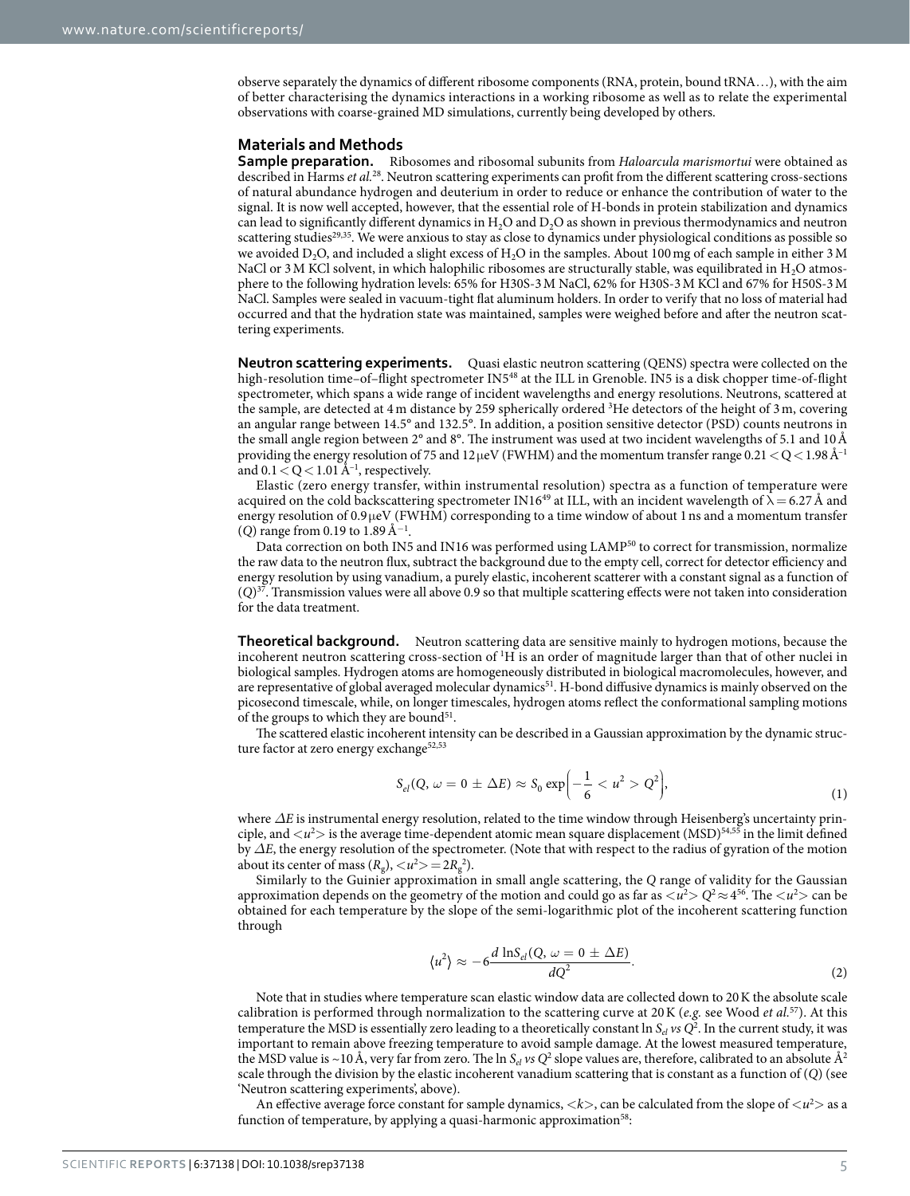observe separately the dynamics of different ribosome components (RNA, protein, bound tRNA…), with the aim of better characterising the dynamics interactions in a working ribosome as well as to relate the experimental observations with coarse-grained MD simulations, currently being developed by others.

## Materials and Methods

**Sample preparation.** Ribosomes and ribosomal subunits from *Haloarcula marismortui* were obtained as described in Harms *et al.*[28]. Neutron scattering experiments can profit from the different scattering cross-sections of natural abundance hydrogen and deuterium in order to reduce or enhance the contribution of water to the signal. It is now well accepted, however, that the essential role of H-bonds in protein stabilization and dynamics can lead to significantly different dynamics in $H_2O$ and $D_2O$ as shown in previous thermodynamics and neutron scattering studies[29,35]. We were anxious to stay as close to dynamics under physiological conditions as possible so we avoided $D_2O$, and included a slight excess of $H_2O$ in the samples. About 100 mg of each sample in either 3 M NaCl or 3 M KCl solvent, in which halophilic ribosomes are structurally stable, was equilibrated in $H_2O$ atmosphere to the following hydration levels: 65% for H30S-3 M NaCl, 62% for H30S-3 M KCl and 67% for H50S-3 M NaCl. Samples were sealed in vacuum-tight flat aluminum holders. In order to verify that no loss of material had occurred and that the hydration state was maintained, samples were weighed before and after the neutron scattering experiments.

**Neutron scattering experiments.** Quasi elastic neutron scattering (QENS) spectra were collected on the high-resolution time–of–flight spectrometer IN5[48] at the ILL in Grenoble. IN5 is a disk chopper time-of-flight spectrometer, which spans a wide range of incident wavelengths and energy resolutions. Neutrons, scattered at the sample, are detected at 4 m distance by 259 spherically ordered $^3$He detectors of the height of 3 m, covering an angular range between 14.5° and 132.5°. In addition, a position sensitive detector (PSD) counts neutrons in the small angle region between 2° and 8°. The instrument was used at two incident wavelengths of 5.1 and 10 Å providing the energy resolution of 75 and 12 μeV (FWHM) and the momentum transfer range $0.21 < Q < 1.98$ Å$^{-1}$ and $0.1 < Q < 1.01$ Å$^{-1}$, respectively.

Elastic (zero energy transfer, within instrumental resolution) spectra as a function of temperature were acquired on the cold backscattering spectrometer IN16[49] at ILL, with an incident wavelength of $\lambda = 6.27$ Å and energy resolution of 0.9 μeV (FWHM) corresponding to a time window of about 1 ns and a momentum transfer ($Q$) range from 0.19 to 1.89 Å$^{-1}$.

Data correction on both IN5 and IN16 was performed using LAMP[50] to correct for transmission, normalize the raw data to the neutron flux, subtract the background due to the empty cell, correct for detector efficiency and energy resolution by using vanadium, a purely elastic, incoherent scatterer with a constant signal as a function of ($Q$)[37]. Transmission values were all above 0.9 so that multiple scattering effects were not taken into consideration for the data treatment.

**Theoretical background.** Neutron scattering data are sensitive mainly to hydrogen motions, because the incoherent neutron scattering cross-section of $^1$H is an order of magnitude larger than that of other nuclei in biological samples. Hydrogen atoms are homogeneously distributed in biological macromolecules, however, and are representative of global averaged molecular dynamics[51]. H-bond diffusive dynamics is mainly observed on the picosecond timescale, while, on longer timescales, hydrogen atoms reflect the conformational sampling motions of the groups to which they are bound[51].

The scattered elastic incoherent intensity can be described in a Gaussian approximation by the dynamic structure factor at zero energy exchange[52,53]

$$S_{el}(Q, \omega = 0 \pm \Delta E) \approx S_0 \exp\left(-\frac{1}{6} < u^2 > Q^2\right), \tag{1}$$

where $\Delta E$ is instrumental energy resolution, related to the time window through Heisenberg's uncertainty principle, and $<u^2>$ is the average time-dependent atomic mean square displacement (MSD)[54,55] in the limit defined by $\Delta E$, the energy resolution of the spectrometer. (Note that with respect to the radius of gyration of the motion about its center of mass ($R_g$), $<u^2> = 2R_g^2$).

Similarly to the Guinier approximation in small angle scattering, the $Q$ range of validity for the Gaussian approximation depends on the geometry of the motion and could go as far as $<u^2> Q^2 \approx 4$[56]. The $<u^2>$ can be obtained for each temperature by the slope of the semi-logarithmic plot of the incoherent scattering function through

$$\langle u^2 \rangle \approx -6\frac{d\ \ln S_{el}(Q, \omega = 0 \pm \Delta E)}{dQ^2}. \tag{2}$$

Note that in studies where temperature scan elastic window data are collected down to 20 K the absolute scale calibration is performed through normalization to the scattering curve at 20 K (*e.g.* see Wood *et al.*[57]). At this temperature the MSD is essentially zero leading to a theoretically constant ln $S_{el}$ *vs* $Q^2$. In the current study, it was important to remain above freezing temperature to avoid sample damage. At the lowest measured temperature, the MSD value is ~10 Å, very far from zero. The ln $S_{el}$ *vs* $Q^2$ slope values are, therefore, calibrated to an absolute Å$^2$ scale through the division by the elastic incoherent vanadium scattering that is constant as a function of ($Q$) (see 'Neutron scattering experiments', above).

An effective average force constant for sample dynamics, $<k>$, can be calculated from the slope of $<u^2>$ as a function of temperature, by applying a quasi-harmonic approximation[58]: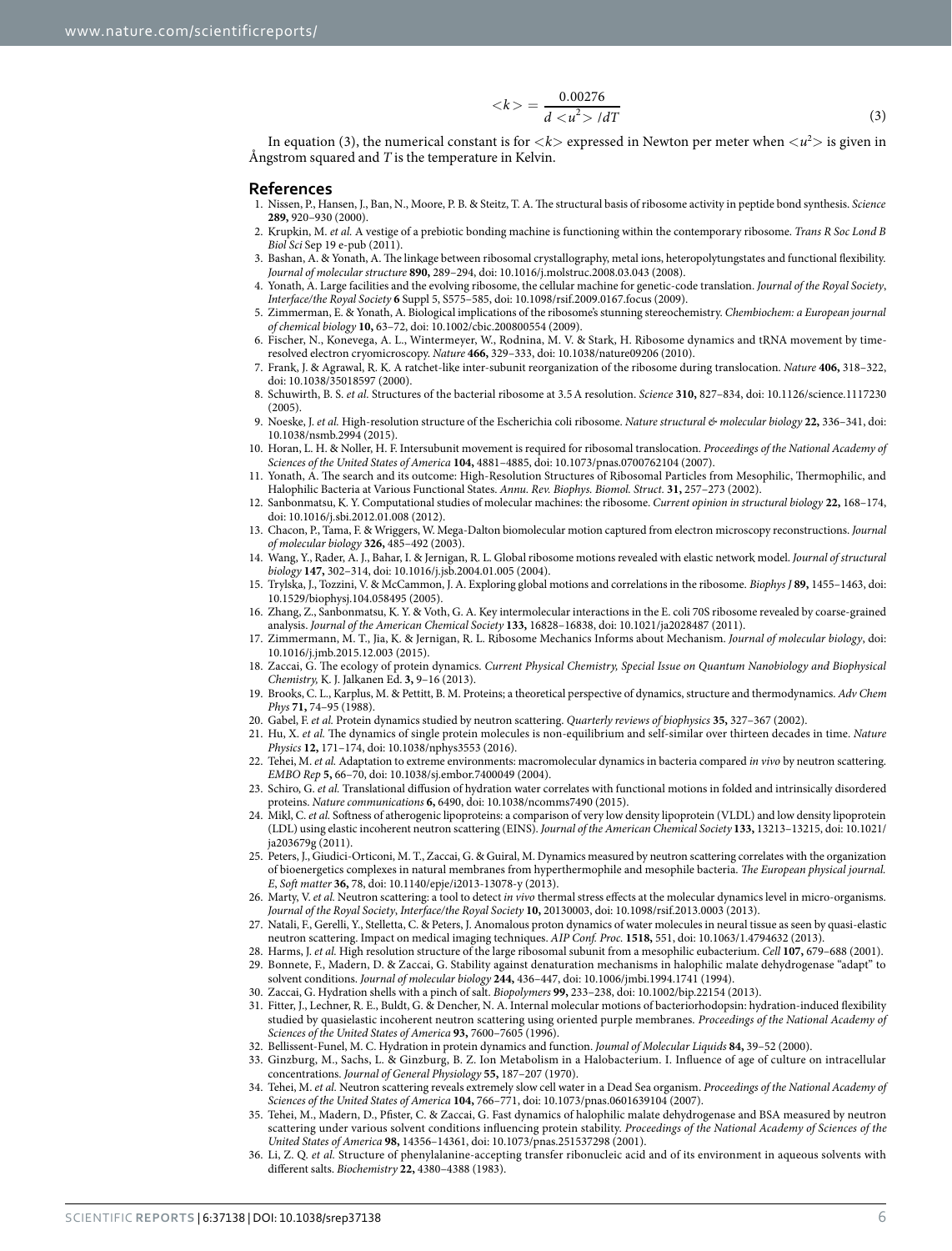$$<k> = \frac{0.00276}{d <u^2> /dT} \tag{3}$$

In equation (3), the numerical constant is for $<k>$ expressed in Newton per meter when $<u^2>$ is given in Ångstrom squared and $T$ is the temperature in Kelvin.

## References

1. Nissen, P., Hansen, J., Ban, N., Moore, P. B. & Steitz, T. A. The structural basis of ribosome activity in peptide bond synthesis. *Science* **289,** 920–930 (2000).
2. Krupkin, M. *et al.* A vestige of a prebiotic bonding machine is functioning within the contemporary ribosome. *Trans R Soc Lond B Biol Sci* Sep 19 e-pub (2011).
3. Bashan, A. & Yonath, A. The linkage between ribosomal crystallography, metal ions, heteropolytungstates and functional flexibility. *Journal of molecular structure* **890,** 289–294, doi: 10.1016/j.molstruc.2008.03.043 (2008).
4. Yonath, A. Large facilities and the evolving ribosome, the cellular machine for genetic-code translation. *Journal of the Royal Society, Interface/the Royal Society* **6** Suppl 5, S575–585, doi: 10.1098/rsif.2009.0167.focus (2009).
5. Zimmerman, E. & Yonath, A. Biological implications of the ribosome's stunning stereochemistry. *Chembiochem: a European journal of chemical biology* **10,** 63–72, doi: 10.1002/cbic.200800554 (2009).
6. Fischer, N., Konevega, A. L., Wintermeyer, W., Rodnina, M. V. & Stark, H. Ribosome dynamics and tRNA movement by time-resolved electron cryomicroscopy. *Nature* **466,** 329–333, doi: 10.1038/nature09206 (2010).
7. Frank, J. & Agrawal, R. K. A ratchet-like inter-subunit reorganization of the ribosome during translocation. *Nature* **406,** 318–322, doi: 10.1038/35018597 (2000).
8. Schuwirth, B. S. *et al.* Structures of the bacterial ribosome at 3.5 A resolution. *Science* **310,** 827–834, doi: 10.1126/science.1117230 (2005).
9. Noeske, J. *et al.* High-resolution structure of the Escherichia coli ribosome. *Nature structural & molecular biology* **22,** 336–341, doi: 10.1038/nsmb.2994 (2015).
10. Horan, L. H. & Noller, H. F. Intersubunit movement is required for ribosomal translocation. *Proceedings of the National Academy of Sciences of the United States of America* **104,** 4881–4885, doi: 10.1073/pnas.0700762104 (2007).
11. Yonath, A. The search and its outcome: High-Resolution Structures of Ribosomal Particles from Mesophilic, Thermophilic, and Halophilic Bacteria at Various Functional States. *Annu. Rev. Biophys. Biomol. Struct.* **31,** 257–273 (2002).
12. Sanbonmatsu, K. Y. Computational studies of molecular machines: the ribosome. *Current opinion in structural biology* **22,** 168–174, doi: 10.1016/j.sbi.2012.01.008 (2012).
13. Chacon, P., Tama, F. & Wriggers, W. Mega-Dalton biomolecular motion captured from electron microscopy reconstructions. *Journal of molecular biology* **326,** 485–492 (2003).
14. Wang, Y., Rader, A. J., Bahar, I. & Jernigan, R. L. Global ribosome motions revealed with elastic network model. *Journal of structural biology* **147,** 302–314, doi: 10.1016/j.jsb.2004.01.005 (2004).
15. Trylska, J., Tozzini, V. & McCammon, J. A. Exploring global motions and correlations in the ribosome. *Biophys J* **89,** 1455–1463, doi: 10.1529/biophysj.104.058495 (2005).
16. Zhang, Z., Sanbonmatsu, K. Y. & Voth, G. A. Key intermolecular interactions in the E. coli 70S ribosome revealed by coarse-grained analysis. *Journal of the American Chemical Society* **133,** 16828–16838, doi: 10.1021/ja2028487 (2011).
17. Zimmermann, M. T., Jia, K. & Jernigan, R. L. Ribosome Mechanics Informs about Mechanism. *Journal of molecular biology*, doi: 10.1016/j.jmb.2015.12.003 (2015).
18. Zaccai, G. The ecology of protein dynamics. *Current Physical Chemistry, Special Issue on Quantum Nanobiology and Biophysical Chemistry,* K. J. Jalkanen Ed. **3,** 9–16 (2013).
19. Brooks, C. L., Karplus, M. & Pettitt, B. M. Proteins; a theoretical perspective of dynamics, structure and thermodynamics. *Adv Chem Phys* **71,** 74–95 (1988).
20. Gabel, F. *et al.* Protein dynamics studied by neutron scattering. *Quarterly reviews of biophysics* **35,** 327–367 (2002).
21. Hu, X. *et al.* The dynamics of single protein molecules is non-equilibrium and self-similar over thirteen decades in time. *Nature Physics* **12,** 171–174, doi: 10.1038/nphys3553 (2016).
22. Tehei, M. *et al.* Adaptation to extreme environments: macromolecular dynamics in bacteria compared *in vivo* by neutron scattering. *EMBO Rep* **5,** 66–70, doi: 10.1038/sj.embor.7400049 (2004).
23. Schiro, G. *et al.* Translational diffusion of hydration water correlates with functional motions in folded and intrinsically disordered proteins. *Nature communications* **6,** 6490, doi: 10.1038/ncomms7490 (2015).
24. Mikl, C. *et al.* Softness of atherogenic lipoproteins: a comparison of very low density lipoprotein (VLDL) and low density lipoprotein (LDL) using elastic incoherent neutron scattering (EINS). *Journal of the American Chemical Society* **133,** 13213–13215, doi: 10.1021/ja203679g (2011).
25. Peters, J., Giudici-Orticoni, M. T., Zaccai, G. & Guiral, M. Dynamics measured by neutron scattering correlates with the organization of bioenergetics complexes in natural membranes from hyperthermophile and mesophile bacteria. *The European physical journal. E, Soft matter* **36,** 78, doi: 10.1140/epje/i2013-13078-y (2013).
26. Marty, V. *et al.* Neutron scattering: a tool to detect *in vivo* thermal stress effects at the molecular dynamics level in micro-organisms. *Journal of the Royal Society, Interface/the Royal Society* **10,** 20130003, doi: 10.1098/rsif.2013.0003 (2013).
27. Natali, F., Gerelli, Y., Stelletta, C. & Peters, J. Anomalous proton dynamics of water molecules in neural tissue as seen by quasi-elastic neutron scattering. Impact on medical imaging techniques. *AIP Conf. Proc.* **1518,** 551, doi: 10.1063/1.4794632 (2013).
28. Harms, J. *et al.* High resolution structure of the large ribosomal subunit from a mesophilic eubacterium. *Cell* **107,** 679–688 (2001).
29. Bonnete, F., Madern, D. & Zaccai, G. Stability against denaturation mechanisms in halophilic malate dehydrogenase "adapt" to solvent conditions. *Journal of molecular biology* **244,** 436–447, doi: 10.1006/jmbi.1994.1741 (1994).
30. Zaccai, G. Hydration shells with a pinch of salt. *Biopolymers* **99,** 233–238, doi: 10.1002/bip.22154 (2013).
31. Fitter, J., Lechner, R. E., Buldt, G. & Dencher, N. A. Internal molecular motions of bacteriorhodopsin: hydration-induced flexibility studied by quasielastic incoherent neutron scattering using oriented purple membranes. *Proceedings of the National Academy of Sciences of the United States of America* **93,** 7600–7605 (1996).
32. Bellissent-Funel, M. C. Hydration in protein dynamics and function. *Joumal of Molecular Liquids* **84,** 39–52 (2000).
33. Ginzburg, M., Sachs, L. & Ginzburg, B. Z. Ion Metabolism in a Halobacterium. I. Influence of age of culture on intracellular concentrations. *Journal of General Physiology* **55,** 187–207 (1970).
34. Tehei, M. *et al.* Neutron scattering reveals extremely slow cell water in a Dead Sea organism. *Proceedings of the National Academy of Sciences of the United States of America* **104,** 766–771, doi: 10.1073/pnas.0601639104 (2007).
35. Tehei, M., Madern, D., Pfister, C. & Zaccai, G. Fast dynamics of halophilic malate dehydrogenase and BSA measured by neutron scattering under various solvent conditions influencing protein stability. *Proceedings of the National Academy of Sciences of the United States of America* **98,** 14356–14361, doi: 10.1073/pnas.251537298 (2001).
36. Li, Z. Q. *et al.* Structure of phenylalanine-accepting transfer ribonucleic acid and of its environment in aqueous solvents with different salts. *Biochemistry* **22,** 4380–4388 (1983).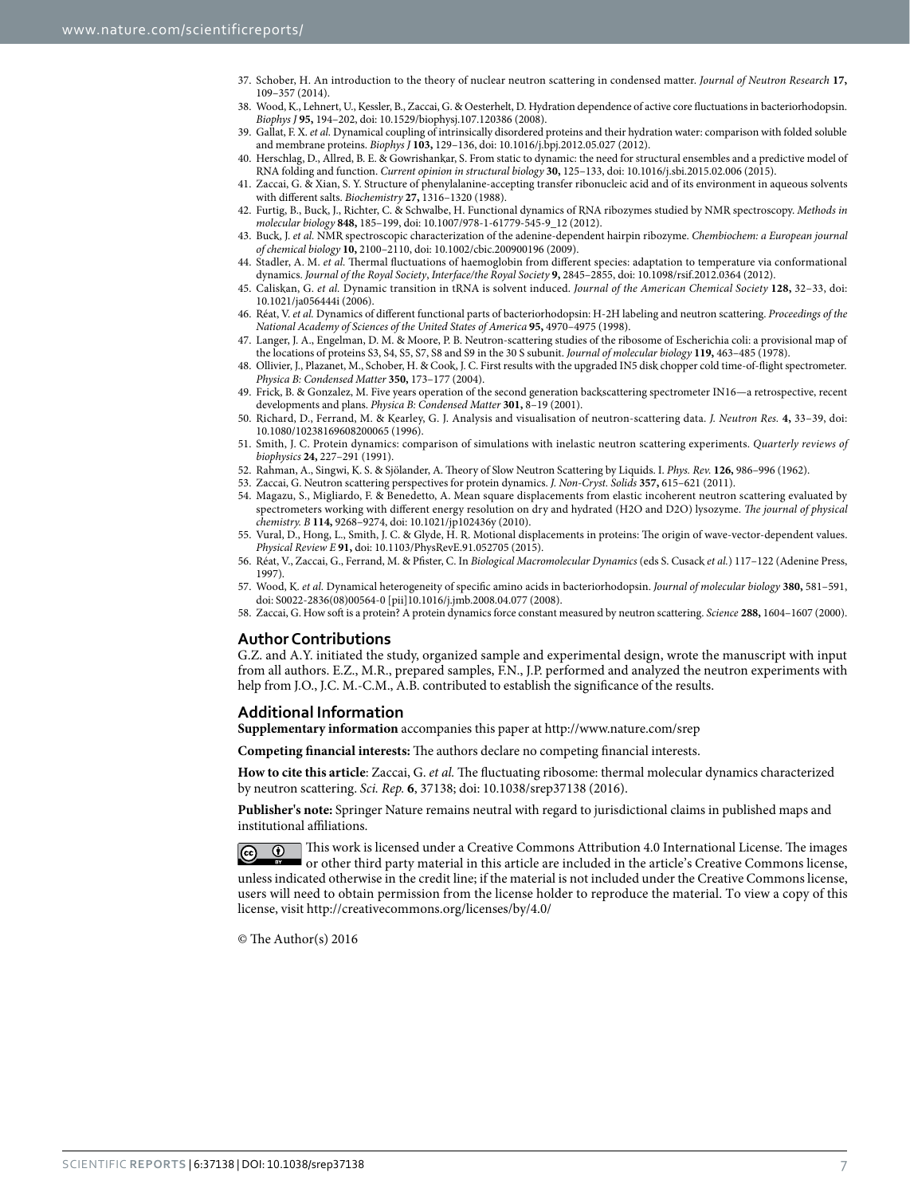37. Schober, H. An introduction to the theory of nuclear neutron scattering in condensed matter. *Journal of Neutron Research* **17,** 109–357 (2014).
38. Wood, K., Lehnert, U., Kessler, B., Zaccai, G. & Oesterhelt, D. Hydration dependence of active core fluctuations in bacteriorhodopsin. *Biophys J* **95,** 194–202, doi: 10.1529/biophysj.107.120386 (2008).
39. Gallat, F. X. *et al.* Dynamical coupling of intrinsically disordered proteins and their hydration water: comparison with folded soluble and membrane proteins. *Biophys J* **103,** 129–136, doi: 10.1016/j.bpj.2012.05.027 (2012).
40. Herschlag, D., Allred, B. E. & Gowrishankar, S. From static to dynamic: the need for structural ensembles and a predictive model of RNA folding and function. *Current opinion in structural biology* **30,** 125–133, doi: 10.1016/j.sbi.2015.02.006 (2015).
41. Zaccai, G. & Xian, S. Y. Structure of phenylalanine-accepting transfer ribonucleic acid and of its environment in aqueous solvents with different salts. *Biochemistry* **27,** 1316–1320 (1988).
42. Furtig, B., Buck, J., Richter, C. & Schwalbe, H. Functional dynamics of RNA ribozymes studied by NMR spectroscopy. *Methods in molecular biology* **848,** 185–199, doi: 10.1007/978-1-61779-545-9_12 (2012).
43. Buck, J. *et al.* NMR spectroscopic characterization of the adenine-dependent hairpin ribozyme. *Chembiochem: a European journal of chemical biology* **10,** 2100–2110, doi: 10.1002/cbic.200900196 (2009).
44. Stadler, A. M. *et al.* Thermal fluctuations of haemoglobin from different species: adaptation to temperature via conformational dynamics. *Journal of the Royal Society, Interface/the Royal Society* **9,** 2845–2855, doi: 10.1098/rsif.2012.0364 (2012).
45. Caliskan, G. *et al.* Dynamic transition in tRNA is solvent induced. *Journal of the American Chemical Society* **128,** 32–33, doi: 10.1021/ja056444i (2006).
46. Réat, V. *et al.* Dynamics of different functional parts of bacteriorhodopsin: H-2H labeling and neutron scattering. *Proceedings of the National Academy of Sciences of the United States of America* **95,** 4970–4975 (1998).
47. Langer, J. A., Engelman, D. M. & Moore, P. B. Neutron-scattering studies of the ribosome of Escherichia coli: a provisional map of the locations of proteins S3, S4, S5, S7, S8 and S9 in the 30 S subunit. *Journal of molecular biology* **119,** 463–485 (1978).
48. Ollivier, J., Plazanet, M., Schober, H. & Cook, J. C. First results with the upgraded IN5 disk chopper cold time-of-flight spectrometer. *Physica B: Condensed Matter* **350,** 173–177 (2004).
49. Frick, B. & Gonzalez, M. Five years operation of the second generation backscattering spectrometer IN16—a retrospective, recent developments and plans. *Physica B: Condensed Matter* **301,** 8–19 (2001).
50. Richard, D., Ferrand, M. & Kearley, G. J. Analysis and visualisation of neutron-scattering data. *J. Neutron Res.* **4,** 33–39, doi: 10.1080/10238169608200065 (1996).
51. Smith, J. C. Protein dynamics: comparison of simulations with inelastic neutron scattering experiments. *Quarterly reviews of biophysics* **24,** 227–291 (1991).
52. Rahman, A., Singwi, K. S. & Sjölander, A. Theory of Slow Neutron Scattering by Liquids. I. *Phys. Rev.* **126,** 986–996 (1962).
53. Zaccai, G. Neutron scattering perspectives for protein dynamics. *J. Non-Cryst. Solids* **357,** 615–621 (2011).
54. Magazu, S., Migliardo, F. & Benedetto, A. Mean square displacements from elastic incoherent neutron scattering evaluated by spectrometers working with different energy resolution on dry and hydrated (H2O and D2O) lysozyme. *The journal of physical chemistry. B* **114,** 9268–9274, doi: 10.1021/jp102436y (2010).
55. Vural, D., Hong, L., Smith, J. C. & Glyde, H. R. Motional displacements in proteins: The origin of wave-vector-dependent values. *Physical Review E* **91,** doi: 10.1103/PhysRevE.91.052705 (2015).
56. Réat, V., Zaccai, G., Ferrand, M. & Pfister, C. In *Biological Macromolecular Dynamics* (eds S. Cusack *et al.*) 117–122 (Adenine Press, 1997).
57. Wood, K. *et al.* Dynamical heterogeneity of specific amino acids in bacteriorhodopsin. *Journal of molecular biology* **380,** 581–591, doi: S0022-2836(08)00564-0 [pii]10.1016/j.jmb.2008.04.077 (2008).
58. Zaccai, G. How soft is a protein? A protein dynamics force constant measured by neutron scattering. *Science* **288,** 1604–1607 (2000).

## Author Contributions

G.Z. and A.Y. initiated the study, organized sample and experimental design, wrote the manuscript with input from all authors. E.Z., M.R., prepared samples, F.N., J.P. performed and analyzed the neutron experiments with help from J.O., J.C. M.-C.M., A.B. contributed to establish the significance of the results.

## Additional Information

**Supplementary information** accompanies this paper at http://www.nature.com/srep

**Competing financial interests:** The authors declare no competing financial interests.

**How to cite this article**: Zaccai, G. *et al.* The fluctuating ribosome: thermal molecular dynamics characterized by neutron scattering. *Sci. Rep.* **6**, 37138; doi: 10.1038/srep37138 (2016).

**Publisher's note:** Springer Nature remains neutral with regard to jurisdictional claims in published maps and institutional affiliations.

This work is licensed under a Creative Commons Attribution 4.0 International License. The images or other third party material in this article are included in the article's Creative Commons license, unless indicated otherwise in the credit line; if the material is not included under the Creative Commons license, users will need to obtain permission from the license holder to reproduce the material. To view a copy of this license, visit http://creativecommons.org/licenses/by/4.0/

© The Author(s) 2016